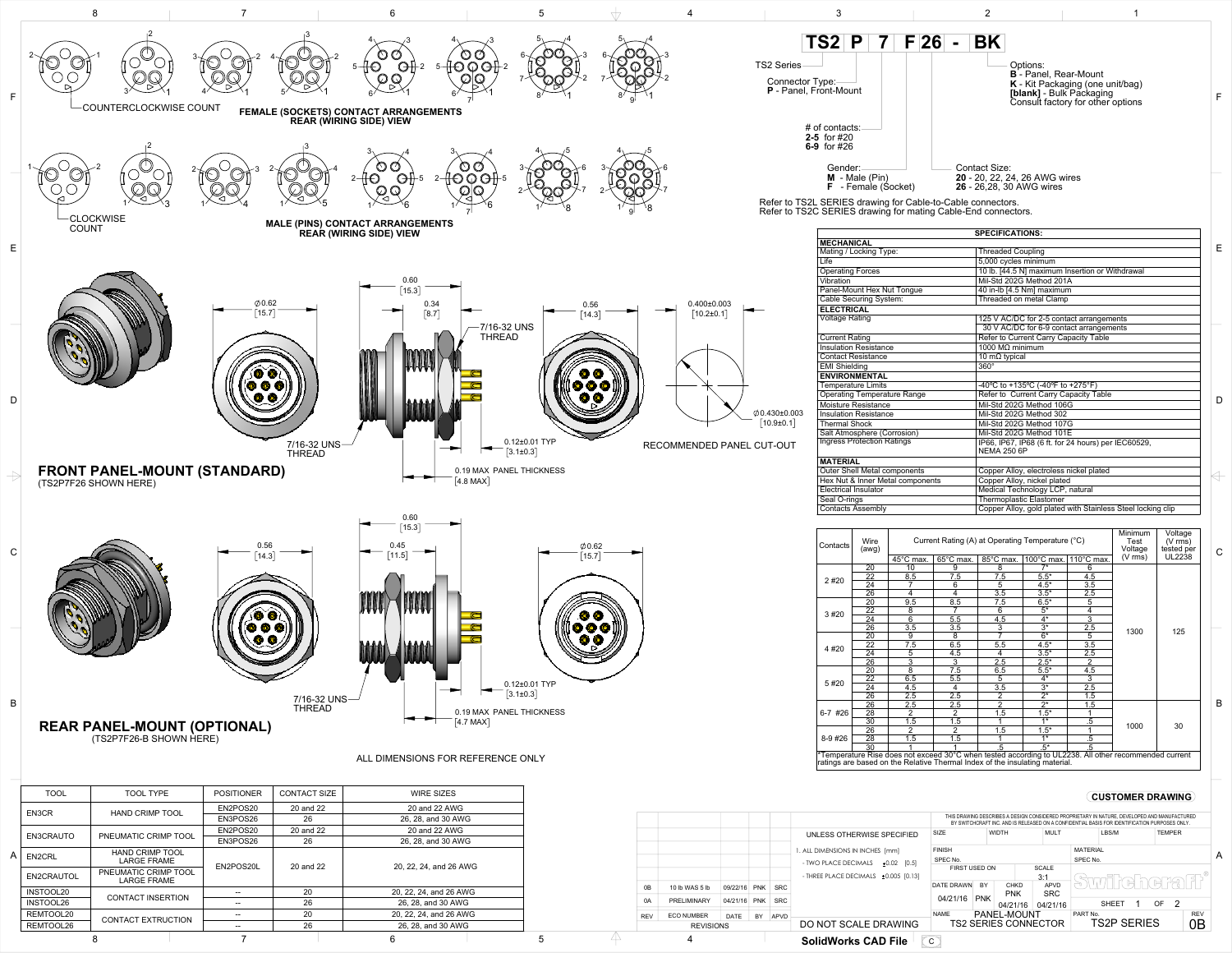# TS2 P 7 F 26 - BK

- TS2 Series
- Connector Type: **P** - Panel, Front-Mount
- # of contacts: **2-5** for #20, **6-9** for #26
- Gender: **M** - Male (Pin), **F** - Female (Socket)
- Contact Size: **20** - 20, 22, 24, 26 AWG wires; **26** - 26,28, 30 AWG wires
- Options: **B** - Panel, Rear-Mount; **K** - Kit Packaging (one unit/bag); **[blank]** - Bulk Packaging; Consult factory for other options

Refer to TS2L SERIES drawing for Cable-to-Cable connectors.
Refer to TS2C SERIES drawing for mating Cable-End connectors.

**FEMALE (SOCKETS) CONTACT ARRANGEMENTS REAR (WIRING SIDE) VIEW**

COUNTERCLOCKWISE COUNT

**MALE (PINS) CONTACT ARRANGEMENTS REAR (WIRING SIDE) VIEW**

CLOCKWISE COUNT

## FRONT PANEL-MOUNT (STANDARD)

(TS2P7F26 SHOWN HERE)

∅0.62 [15.7]
0.60 [15.3]
0.34 [8.7]
7/16-32 UNS THREAD
0.56 [14.3]
0.400±0.003 [10.2±0.1]
∅0.430±0.003 [10.9±0.1]
7/16-32 UNS THREAD
0.12±0.01 TYP [3.1±0.3]
0.19 MAX PANEL THICKNESS [4.8 MAX]
RECOMMENDED PANEL CUT-OUT

## REAR PANEL-MOUNT (OPTIONAL)

(TS2P7F26-B SHOWN HERE)

0.56 [14.3]
0.60 [15.3]
0.45 [11.5]
∅0.62 [15.7]
7/16-32 UNS THREAD
0.12±0.01 TYP [3.1±0.3]
0.19 MAX PANEL THICKNESS [4.7 MAX]

ALL DIMENSIONS FOR REFERENCE ONLY

| SPECIFICATIONS: | |
|---|---|
| **MECHANICAL** | |
| Mating / Locking Type: | Threaded Coupling |
| Life | 5,000 cycles minimum |
| Operating Forces | 10 lb. [44.5 N] maximum Insertion or Withdrawal |
| Vibration | Mil-Std 202G Method 201A |
| Panel-Mount Hex Nut Tongue | 40 in-lb [4.5 Nm] maximum |
| Cable Securing System: | Threaded on metal Clamp |
| **ELECTRICAL** | |
| Voltage Rating | 125 V AC/DC for 2-5 contact arrangements<br>30 V AC/DC for 6-9 contact arrangements |
| Current Rating | Refer to Current Carry Capacity Table |
| Insulation Resistance | 1000 MΩ minimum |
| Contact Resistance | 10 mΩ typical |
| EMI Shielding | 360° |
| **ENVIRONMENTAL** | |
| Temperature Limits | -40ºC to +135ºC (-40ºF to +275°F) |
| Operating Temperature Range | Refer to Current Carry Capacity Table |
| Moisture Resistance | Mil-Std 202G Method 106G |
| Insulation Resistance | Mil-Std 202G Method 302 |
| Thermal Shock | Mil-Std 202G Method 107G |
| Salt Atmosphere (Corrosion) | Mil-Std 202G Method 101E |
| Ingress Protection Ratings | IP66, IP67, IP68 (6 ft. for 24 hours) per IEC60529, NEMA 250 6P |
| **MATERIAL** | |
| Outer Shell Metal components | Copper Alloy, electroless nickel plated |
| Hex Nut & Inner Metal components | Copper Alloy, nickel plated |
| Electrical Insulator | Medical Technology LCP, natural |
| Seal O-rings | Thermoplastic Elastomer |
| Contacts Assembly | Copper Alloy, gold plated with Stainless Steel locking clip |

| Contacts | Wire (awg) | Current Rating (A) at Operating Temperature (°C) | | | | | Minimum Test Voltage (V rms) | Voltage (V rms) tested per UL2238 |
|---|---|---|---|---|---|---|---|---|
| | | 45°C max. | 65°C max. | 85°C max. | 100°C max. | 110°C max. | | |
| 2 #20 | 20 | 10 | 9 | 8 | 7* | 6 | 1300 | 125 |
| | 22 | 8.5 | 7.5 | 7.5 | 5.5* | 4.5 | | |
| | 24 | 7 | 6 | 5 | 4.5* | 3.5 | | |
| | 26 | 4 | 4 | 3.5 | 3.5* | 2.5 | | |
| 3 #20 | 20 | 9.5 | 8.5 | 7.5 | 6.5* | 5 | | |
| | 22 | 8 | 7 | 6 | 5* | 4 | | |
| | 24 | 6 | 5.5 | 4.5 | 4* | 3 | | |
| | 26 | 3.5 | 3.5 | 3 | 3* | 2.5 | | |
| 4 #20 | 20 | 9 | 8 | 7 | 6* | 5 | | |
| | 22 | 7.5 | 6.5 | 5.5 | 4.5* | 3.5 | | |
| | 24 | 5 | 4.5 | 4 | 3.5* | 2.5 | | |
| | 26 | 3 | 3 | 2.5 | 2.5* | 2 | | |
| 5 #20 | 20 | 8 | 7.5 | 6.5 | 5.5* | 4.5 | | |
| | 22 | 6.5 | 5.5 | 5 | 4* | 3 | | |
| | 24 | 4.5 | 4 | 3.5 | 3* | 2.5 | | |
| | 26 | 2.5 | 2.5 | 2 | 2* | 1.5 | | |
| 6-7 #26 | 26 | 2.5 | 2.5 | 2 | 2* | 1.5 | 1000 | 30 |
| | 28 | 2 | 2 | 1.5 | 1.5* | 1 | | |
| | 30 | 1.5 | 1.5 | 1 | 1* | .5 | | |
| 8-9 #26 | 26 | 2 | 2 | 1.5 | 1.5* | 1 | | |
| | 28 | 1.5 | 1.5 | 1 | 1* | .5 | | |
| | 30 | 1 | 1 | .5 | .5* | .5 | | |

*Temperature Rise does not exceed 30°C when tested according to UL2238. All other recommended current ratings are based on the Relative Thermal Index of the insulating material.

| TOOL | TOOL TYPE | POSITIONER | CONTACT SIZE | WIRE SIZES |
|---|---|---|---|---|
| EN3CR | HAND CRIMP TOOL | EN2POS20 | 20 and 22 | 20 and 22 AWG |
| | | EN3POS26 | 26 | 26, 28, and 30 AWG |
| EN3CRAUTO | PNEUMATIC CRIMP TOOL | EN2POS20 | 20 and 22 | 20 and 22 AWG |
| | | EN3POS26 | 26 | 26, 28, and 30 AWG |
| EN2CRL | HAND CRIMP TOOL LARGE FRAME | EN2POS20L | 20 and 22 | 20, 22, 24, and 26 AWG |
| EN2CRAUTOL | PNEUMATIC CRIMP TOOL LARGE FRAME | | | |
| INSTOOL20 | CONTACT INSERTION | -- | 20 | 20, 22, 24, and 26 AWG |
| INSTOOL26 | | -- | 26 | 26, 28, and 30 AWG |
| REMTOOL20 | CONTACT EXTRUCTION | -- | 20 | 20, 22, 24, and 26 AWG |
| REMTOOL26 | | -- | 26 | 26, 28, and 30 AWG |

**CUSTOMER DRAWING**

THIS DRAWING DESCRIBES A DESIGN CONSIDERED PROPRIETARY IN NATURE, DEVELOPED AND MANUFACTURED BY SWITCHCRAFT INC. AND IS RELEASED ON A CONFIDENTIAL BASIS FOR IDENTIFICATION PURPOSES ONLY.

| REV | ECO NUMBER | DATE | BY | APVD |
|---|---|---|---|---|
| 0B | 10 lb WAS 5 lb | 09/22/16 | PNK | SRC |
| 0A | PRELIMINARY | 04/21/16 | PNK | SRC |

REVISIONS

UNLESS OTHERWISE SPECIFIED
1. ALL DIMENSIONS IN INCHES [mm]
- TWO PLACE DECIMALS ±0.02 [0.5]
- THREE PLACE DECIMALS ±0.005 [0.13]

DO NOT SCALE DRAWING

SolidWorks CAD File C

SIZE / WIDTH / MULT / LBS/M / TEMPER
FINISH / SPEC No. / MATERIAL / SPEC No.
FIRST USED ON / SCALE 3:1
DATE DRAWN 04/21/16 / BY PNK / CHKD PNK 04/21/16 / APVD SRC 04/21/16
SHEET 1 OF 2
NAME: PANEL-MOUNT TS2 SERIES CONNECTOR
PART No.: TS2P SERIES
REV 0B

Switchcraft®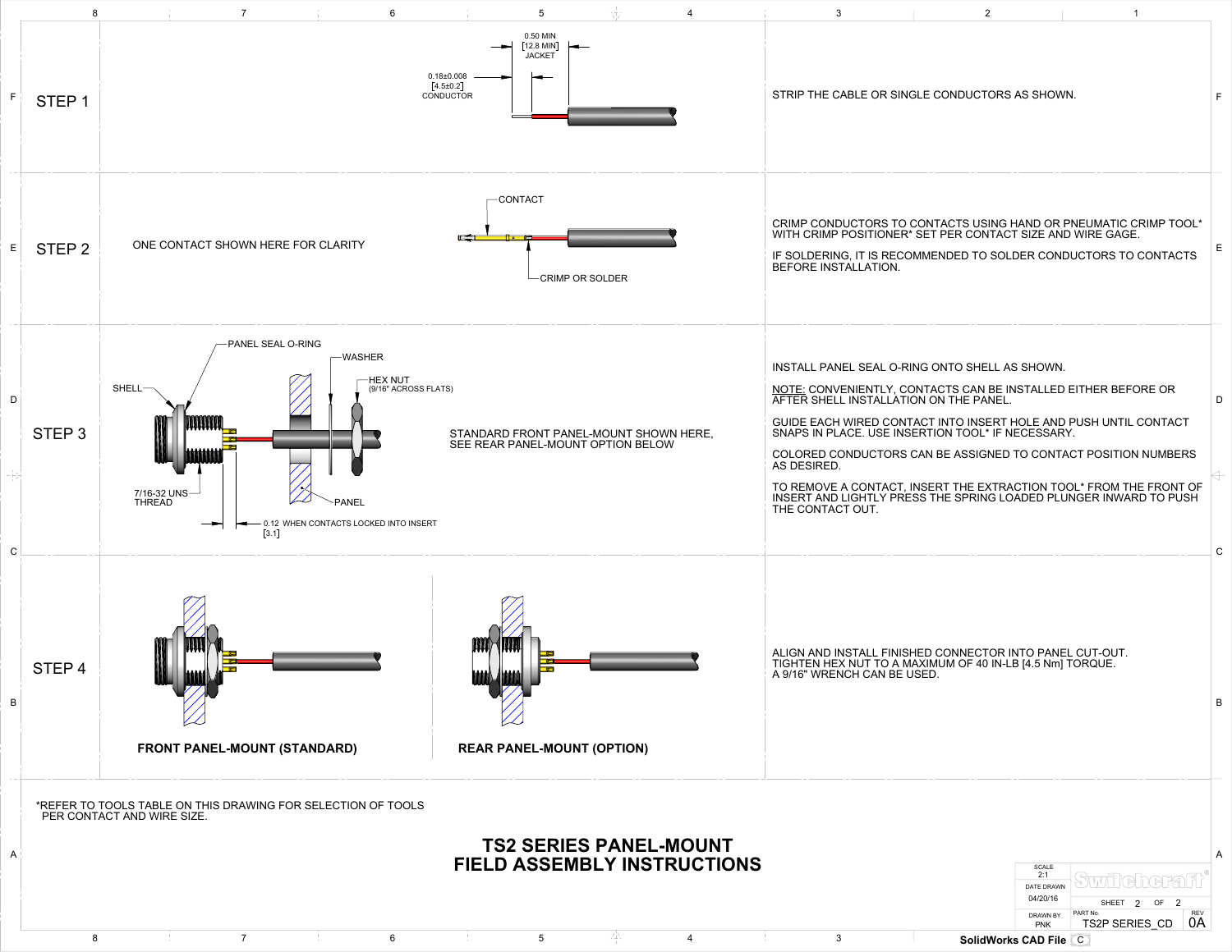# TS2 SERIES PANEL-MOUNT FIELD ASSEMBLY INSTRUCTIONS

## STEP 1

0.50 MIN
[12.8 MIN]
JACKET

0.18±0.008
[4.5±0.2]
CONDUCTOR

STRIP THE CABLE OR SINGLE CONDUCTORS AS SHOWN.

## STEP 2

ONE CONTACT SHOWN HERE FOR CLARITY

CONTACT

CRIMP OR SOLDER

CRIMP CONDUCTORS TO CONTACTS USING HAND OR PNEUMATIC CRIMP TOOL* WITH CRIMP POSITIONER* SET PER CONTACT SIZE AND WIRE GAGE.

IF SOLDERING, IT IS RECOMMENDED TO SOLDER CONDUCTORS TO CONTACTS BEFORE INSTALLATION.

## STEP 3

PANEL SEAL O-RING

WASHER

SHELL

HEX NUT
(9/16" ACROSS FLATS)

7/16-32 UNS
THREAD

PANEL

0.12 WHEN CONTACTS LOCKED INTO INSERT
[3.1]

STANDARD FRONT PANEL-MOUNT SHOWN HERE, SEE REAR PANEL-MOUNT OPTION BELOW

INSTALL PANEL SEAL O-RING ONTO SHELL AS SHOWN.

NOTE: CONVENIENTLY, CONTACTS CAN BE INSTALLED EITHER BEFORE OR AFTER SHELL INSTALLATION ON THE PANEL.

GUIDE EACH WIRED CONTACT INTO INSERT HOLE AND PUSH UNTIL CONTACT SNAPS IN PLACE. USE INSERTION TOOL* IF NECESSARY.

COLORED CONDUCTORS CAN BE ASSIGNED TO CONTACT POSITION NUMBERS AS DESIRED.

TO REMOVE A CONTACT, INSERT THE EXTRACTION TOOL* FROM THE FRONT OF INSERT AND LIGHTLY PRESS THE SPRING LOADED PLUNGER INWARD TO PUSH THE CONTACT OUT.

## STEP 4

**FRONT PANEL-MOUNT (STANDARD)**

**REAR PANEL-MOUNT (OPTION)**

ALIGN AND INSTALL FINISHED CONNECTOR INTO PANEL CUT-OUT.
TIGHTEN HEX NUT TO A MAXIMUM OF 40 IN-LB [4.5 Nm] TORQUE.
A 9/16" WRENCH CAN BE USED.

*REFER TO TOOLS TABLE ON THIS DRAWING FOR SELECTION OF TOOLS PER CONTACT AND WIRE SIZE.

| | | | |
|---|---|---|---|
| SCALE 2:1 | Switchcraft | | |
| DATE DRAWN 04/20/16 | SHEET 2 OF 2 | | |
| DRAWN BY PNK | PART No. TS2P SERIES_CD | | REV 0A |

SolidWorks CAD File C